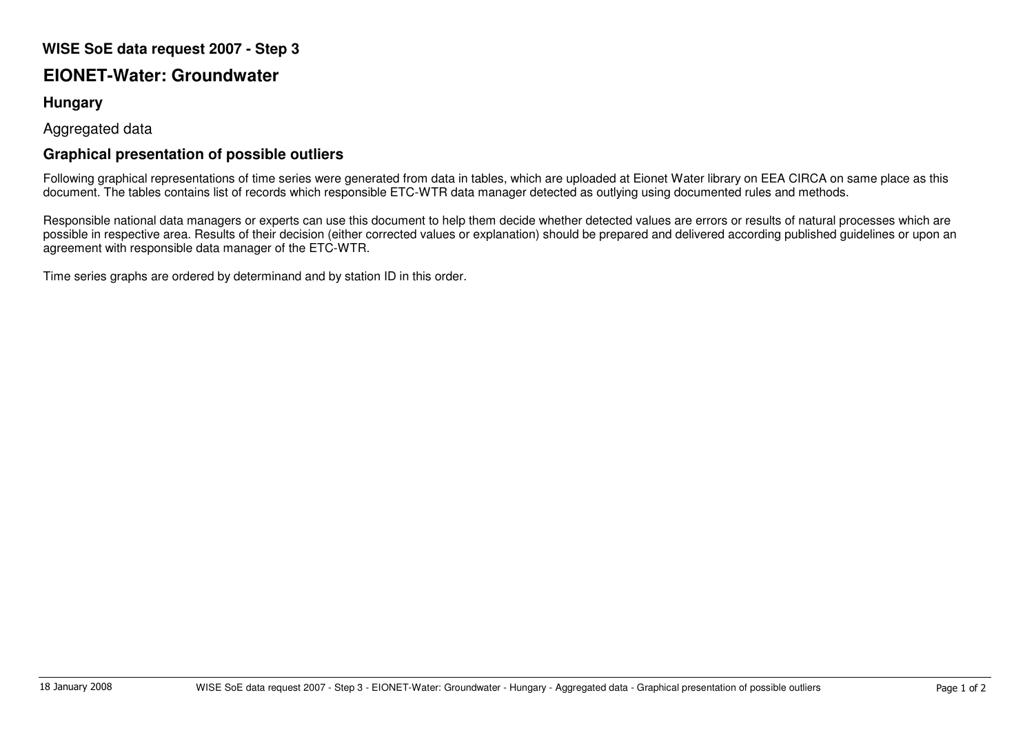**WISE SoE data request 2007 - Step 3**

# EIONET-Water: Groundwater

## Hungary

Aggregated data

## Graphical presentation of possible outliers

Following graphical representations of time series were generated from data in tables, which are uploaded at Eionet Water library on EEA CIRCA on same place as this document. The tables contains list of records which responsible ETC-WTR data manager detected as outlying using documented rules and methods.

Responsible national data managers or experts can use this document to help them decide whether detected values are errors or results of natural processes which are possible in respective area. Results of their decision (either corrected values or explanation) should be prepared and delivered according published guidelines or upon an agreement with responsible data manager of the ETC-WTR.

Time series graphs are ordered by determinand and by station ID in this order.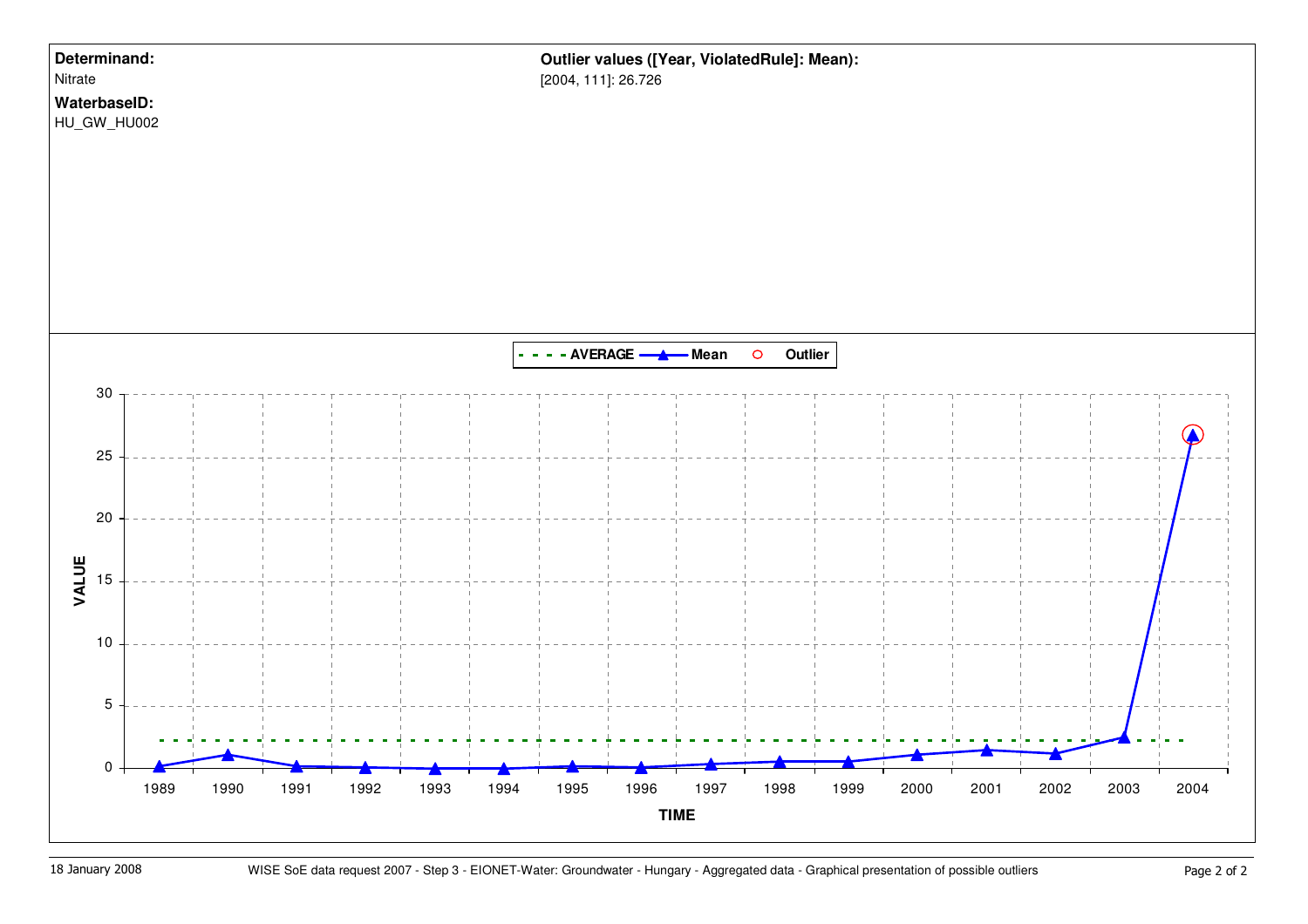**Determinand:**

Nitrate

**WaterbaseID:**

HU_GW_HU002

**Outlier values ([Year, ViolatedRule]: Mean):**

[2004, 111]: 26.726

AVERAGE  Mean  Outlier

VALUE

30
25
20
15
10
5
0

1989 1990 1991 1992 1993 1994 1995 1996 1997 1998 1999 2000 2001 2002 2003 2004

TIME

18 January 2008

WISE SoE data request 2007 - Step 3 - EIONET-Water: Groundwater - Hungary - Aggregated data - Graphical presentation of possible outliers